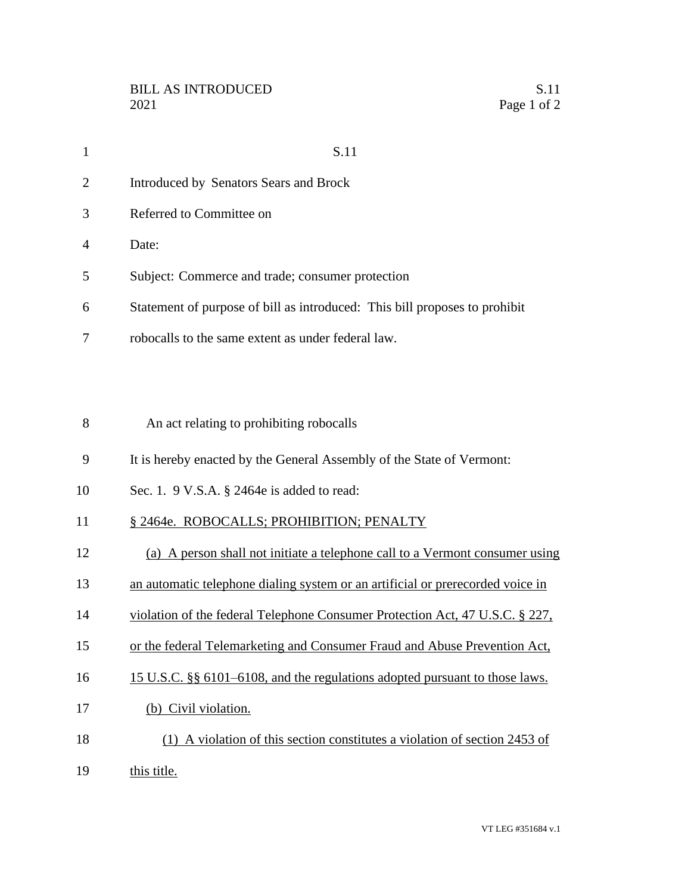S.11

Introduced by Senators Sears and Brock

Referred to Committee on

Date:

Subject: Commerce and trade; consumer protection

Statement of purpose of bill as introduced: This bill proposes to prohibit robocalls to the same extent as under federal law.

An act relating to prohibiting robocalls

It is hereby enacted by the General Assembly of the State of Vermont:

Sec. 1. 9 V.S.A. § 2464e is added to read:

§ 2464e. ROBOCALLS; PROHIBITION; PENALTY

(a) A person shall not initiate a telephone call to a Vermont consumer using an automatic telephone dialing system or an artificial or prerecorded voice in violation of the federal Telephone Consumer Protection Act, 47 U.S.C. § 227, or the federal Telemarketing and Consumer Fraud and Abuse Prevention Act, 15 U.S.C. §§ 6101–6108, and the regulations adopted pursuant to those laws.

(b) Civil violation.

(1) A violation of this section constitutes a violation of section 2453 of this title.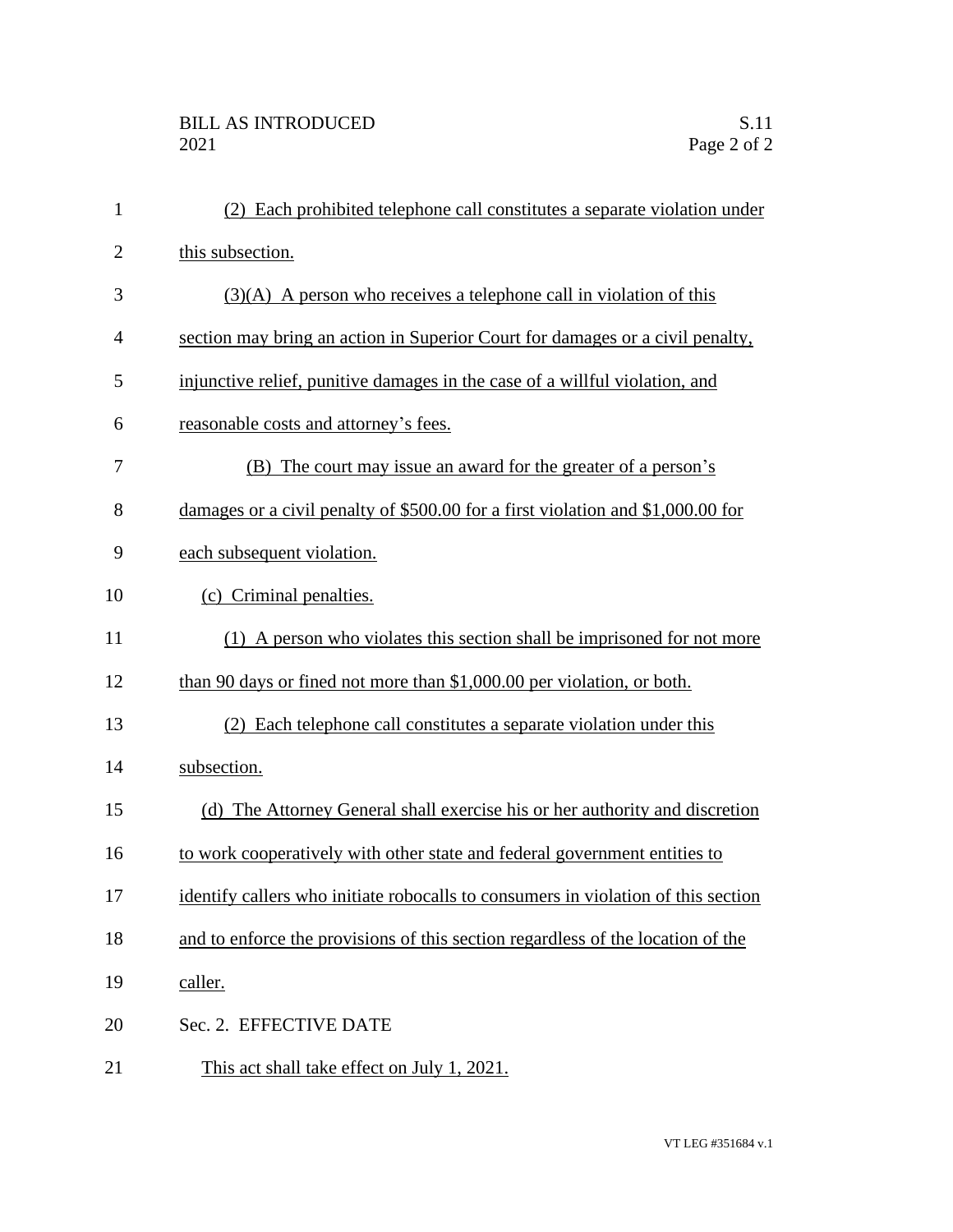(2) Each prohibited telephone call constitutes a separate violation under this subsection.

(3)(A) A person who receives a telephone call in violation of this section may bring an action in Superior Court for damages or a civil penalty, injunctive relief, punitive damages in the case of a willful violation, and reasonable costs and attorney's fees.

(B) The court may issue an award for the greater of a person's damages or a civil penalty of $500.00 for a first violation and $1,000.00 for each subsequent violation.

(c) Criminal penalties.

(1) A person who violates this section shall be imprisoned for not more than 90 days or fined not more than $1,000.00 per violation, or both.

(2) Each telephone call constitutes a separate violation under this subsection.

(d) The Attorney General shall exercise his or her authority and discretion to work cooperatively with other state and federal government entities to identify callers who initiate robocalls to consumers in violation of this section and to enforce the provisions of this section regardless of the location of the caller.

Sec. 2. EFFECTIVE DATE

This act shall take effect on July 1, 2021.